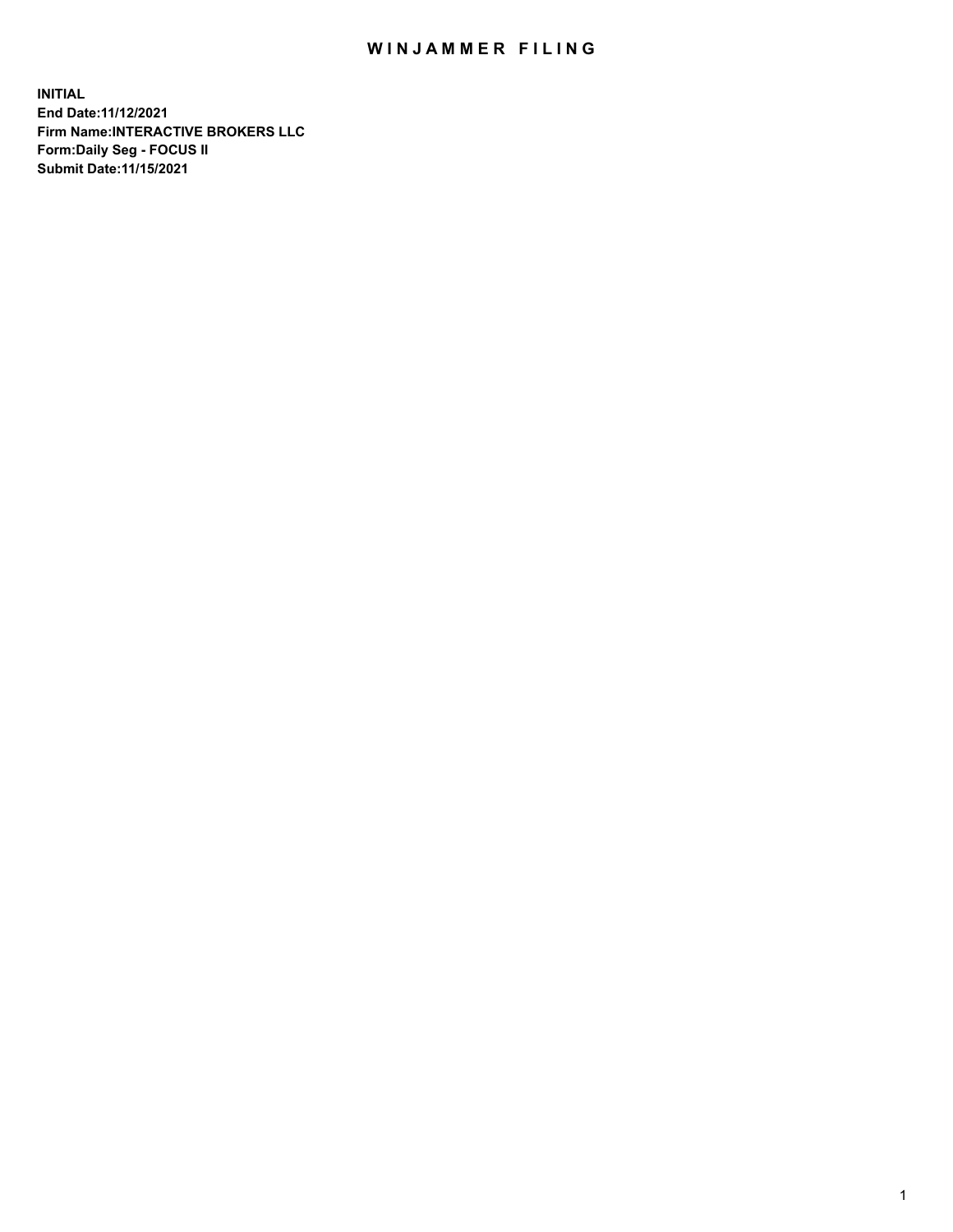# WINJAMMER FILING

**INITIAL**
**End Date:11/12/2021**
**Firm Name:INTERACTIVE BROKERS LLC**
**Form:Daily Seg - FOCUS II**
**Submit Date:11/15/2021**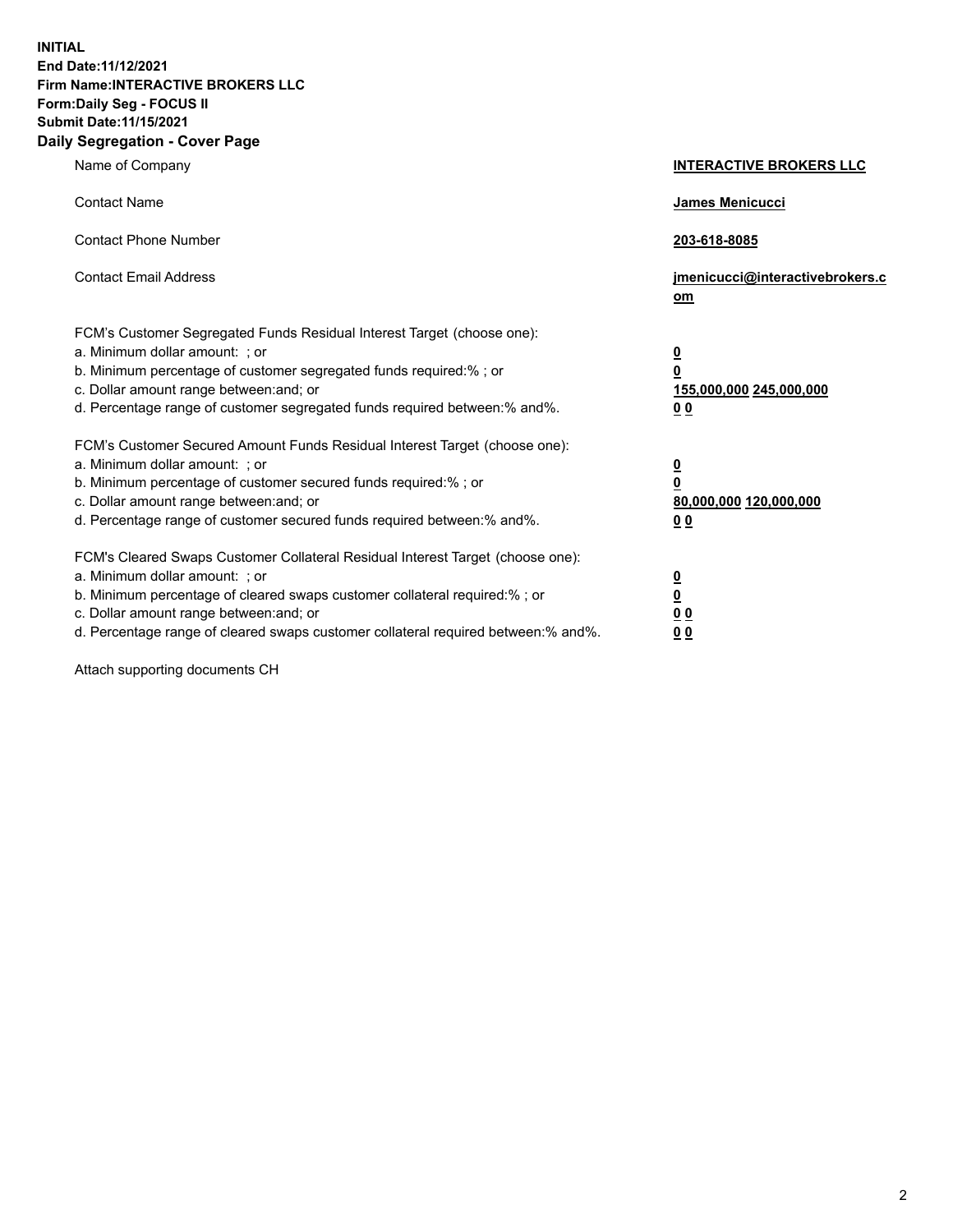**INITIAL**
**End Date:11/12/2021**
**Firm Name:INTERACTIVE BROKERS LLC**
**Form:Daily Seg - FOCUS II**
**Submit Date:11/15/2021**

## Daily Segregation - Cover Page

| | |
|---|---|
| Name of Company | **INTERACTIVE BROKERS LLC** |
| Contact Name | **James Menicucci** |
| Contact Phone Number | **203-618-8085** |
| Contact Email Address | **jmenicucci@interactivebrokers.com** |

FCM's Customer Segregated Funds Residual Interest Target (choose one):

| | |
|---|---|
| a. Minimum dollar amount: ; or | **0** |
| b. Minimum percentage of customer segregated funds required:% ; or | **0** |
| c. Dollar amount range between:and; or | **155,000,000** **245,000,000** |
| d. Percentage range of customer segregated funds required between:% and%. | **0** **0** |

FCM's Customer Secured Amount Funds Residual Interest Target (choose one):

| | |
|---|---|
| a. Minimum dollar amount: ; or | **0** |
| b. Minimum percentage of customer secured funds required:% ; or | **0** |
| c. Dollar amount range between:and; or | **80,000,000** **120,000,000** |
| d. Percentage range of customer secured funds required between:% and%. | **0** **0** |

FCM's Cleared Swaps Customer Collateral Residual Interest Target (choose one):

| | |
|---|---|
| a. Minimum dollar amount: ; or | **0** |
| b. Minimum percentage of cleared swaps customer collateral required:% ; or | **0** |
| c. Dollar amount range between:and; or | **0** **0** |
| d. Percentage range of cleared swaps customer collateral required between:% and%. | **0** **0** |

Attach supporting documents CH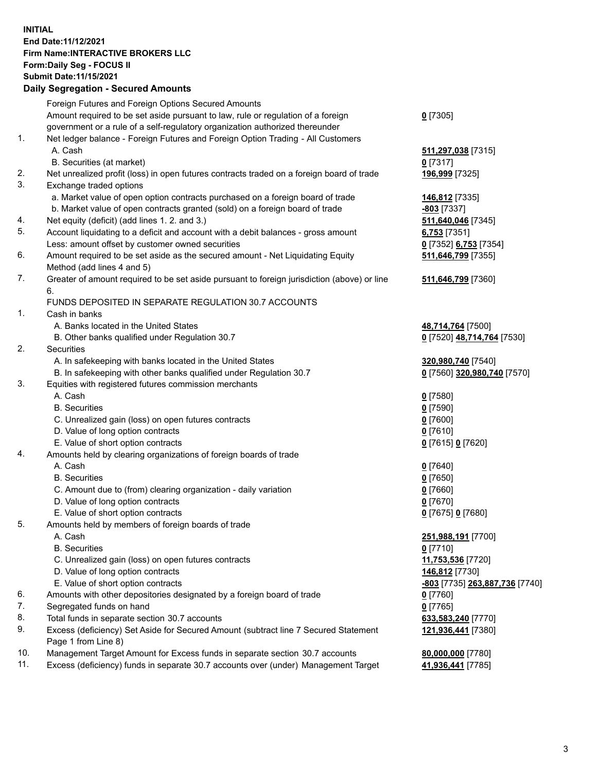**INITIAL**
**End Date:11/12/2021**
**Firm Name:INTERACTIVE BROKERS LLC**
**Form:Daily Seg - FOCUS II**
**Submit Date:11/15/2021**

## Daily Segregation - Secured Amounts

| | | |
|---|---|---|
| | Foreign Futures and Foreign Options Secured Amounts | |
| | Amount required to be set aside pursuant to law, rule or regulation of a foreign government or a rule of a self-regulatory organization authorized thereunder | **0** [7305] |
| 1. | Net ledger balance - Foreign Futures and Foreign Option Trading - All Customers | |
| | A. Cash | **511,297,038** [7315] |
| | B. Securities (at market) | **0** [7317] |
| 2. | Net unrealized profit (loss) in open futures contracts traded on a foreign board of trade | **196,999** [7325] |
| 3. | Exchange traded options | |
| | a. Market value of open option contracts purchased on a foreign board of trade | **146,812** [7335] |
| | b. Market value of open contracts granted (sold) on a foreign board of trade | **-803** [7337] |
| 4. | Net equity (deficit) (add lines 1. 2. and 3.) | **511,640,046** [7345] |
| 5. | Account liquidating to a deficit and account with a debit balances - gross amount | **6,753** [7351] |
| | Less: amount offset by customer owned securities | **0** [7352] **6,753** [7354] |
| 6. | Amount required to be set aside as the secured amount - Net Liquidating Equity Method (add lines 4 and 5) | **511,646,799** [7355] |
| 7. | Greater of amount required to be set aside pursuant to foreign jurisdiction (above) or line 6. | **511,646,799** [7360] |
| | FUNDS DEPOSITED IN SEPARATE REGULATION 30.7 ACCOUNTS | |
| 1. | Cash in banks | |
| | A. Banks located in the United States | **48,714,764** [7500] |
| | B. Other banks qualified under Regulation 30.7 | **0** [7520] **48,714,764** [7530] |
| 2. | Securities | |
| | A. In safekeeping with banks located in the United States | **320,980,740** [7540] |
| | B. In safekeeping with other banks qualified under Regulation 30.7 | **0** [7560] **320,980,740** [7570] |
| 3. | Equities with registered futures commission merchants | |
| | A. Cash | **0** [7580] |
| | B. Securities | **0** [7590] |
| | C. Unrealized gain (loss) on open futures contracts | **0** [7600] |
| | D. Value of long option contracts | **0** [7610] |
| | E. Value of short option contracts | **0** [7615] **0** [7620] |
| 4. | Amounts held by clearing organizations of foreign boards of trade | |
| | A. Cash | **0** [7640] |
| | B. Securities | **0** [7650] |
| | C. Amount due to (from) clearing organization - daily variation | **0** [7660] |
| | D. Value of long option contracts | **0** [7670] |
| | E. Value of short option contracts | **0** [7675] **0** [7680] |
| 5. | Amounts held by members of foreign boards of trade | |
| | A. Cash | **251,988,191** [7700] |
| | B. Securities | **0** [7710] |
| | C. Unrealized gain (loss) on open futures contracts | **11,753,536** [7720] |
| | D. Value of long option contracts | **146,812** [7730] |
| | E. Value of short option contracts | **-803** [7735] **263,887,736** [7740] |
| 6. | Amounts with other depositories designated by a foreign board of trade | **0** [7760] |
| 7. | Segregated funds on hand | **0** [7765] |
| 8. | Total funds in separate section 30.7 accounts | **633,583,240** [7770] |
| 9. | Excess (deficiency) Set Aside for Secured Amount (subtract line 7 Secured Statement Page 1 from Line 8) | **121,936,441** [7380] |
| 10. | Management Target Amount for Excess funds in separate section 30.7 accounts | **80,000,000** [7780] |
| 11. | Excess (deficiency) funds in separate 30.7 accounts over (under) Management Target | **41,936,441** [7785] |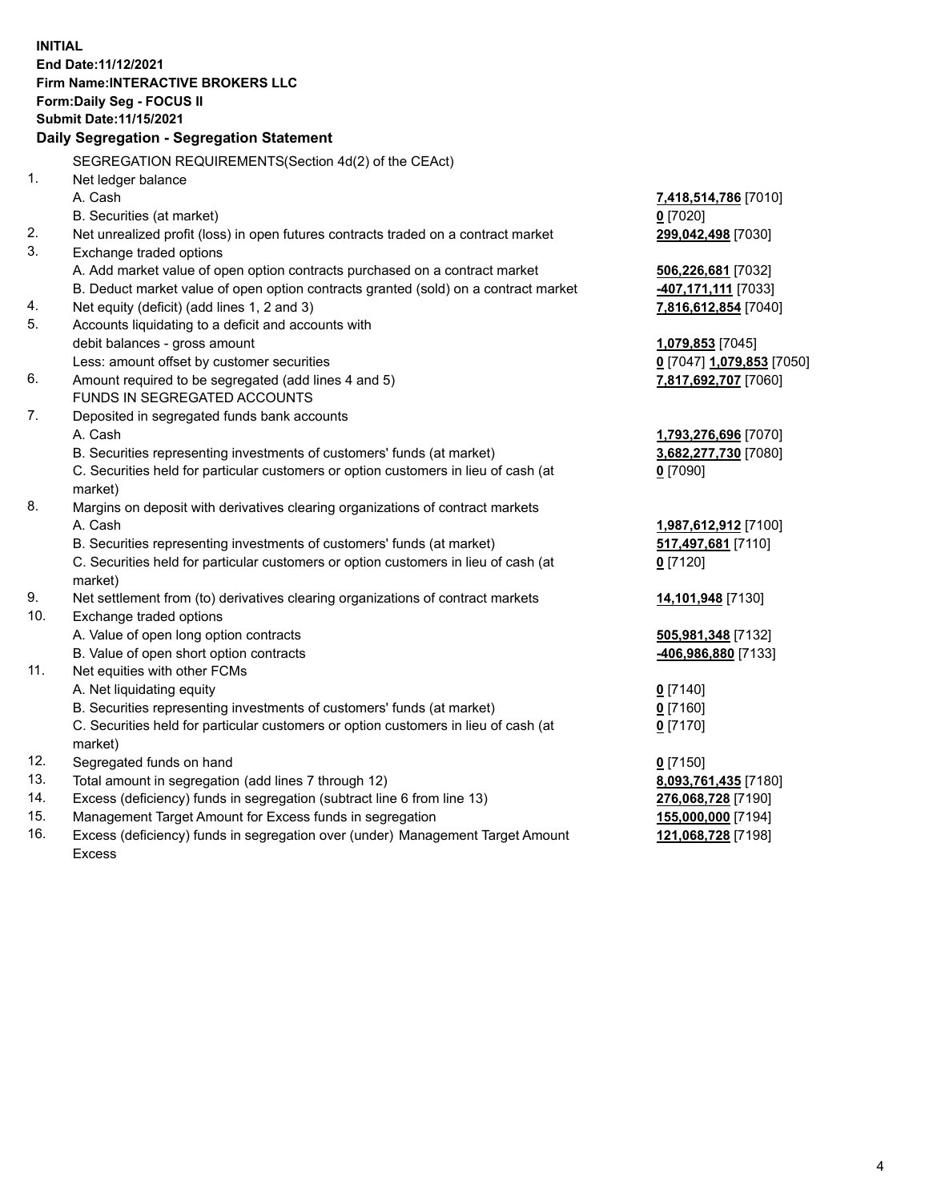**INITIAL**
**End Date:11/12/2021**
**Firm Name:INTERACTIVE BROKERS LLC**
**Form:Daily Seg - FOCUS II**
**Submit Date:11/15/2021**

## Daily Segregation - Segregation Statement

SEGREGATION REQUIREMENTS(Section 4d(2) of the CEAct)

| | | |
|---|---|---|
| 1. | Net ledger balance | |
| | A. Cash | **7,418,514,786** [7010] |
| | B. Securities (at market) | **0** [7020] |
| 2. | Net unrealized profit (loss) in open futures contracts traded on a contract market | **299,042,498** [7030] |
| 3. | Exchange traded options | |
| | A. Add market value of open option contracts purchased on a contract market | **506,226,681** [7032] |
| | B. Deduct market value of open option contracts granted (sold) on a contract market | **-407,171,111** [7033] |
| 4. | Net equity (deficit) (add lines 1, 2 and 3) | **7,816,612,854** [7040] |
| 5. | Accounts liquidating to a deficit and accounts with | |
| | debit balances - gross amount | **1,079,853** [7045] |
| | Less: amount offset by customer securities | **0** [7047] **1,079,853** [7050] |
| 6. | Amount required to be segregated (add lines 4 and 5) | **7,817,692,707** [7060] |
| | FUNDS IN SEGREGATED ACCOUNTS | |
| 7. | Deposited in segregated funds bank accounts | |
| | A. Cash | **1,793,276,696** [7070] |
| | B. Securities representing investments of customers' funds (at market) | **3,682,277,730** [7080] |
| | C. Securities held for particular customers or option customers in lieu of cash (at market) | **0** [7090] |
| 8. | Margins on deposit with derivatives clearing organizations of contract markets | |
| | A. Cash | **1,987,612,912** [7100] |
| | B. Securities representing investments of customers' funds (at market) | **517,497,681** [7110] |
| | C. Securities held for particular customers or option customers in lieu of cash (at market) | **0** [7120] |
| 9. | Net settlement from (to) derivatives clearing organizations of contract markets | **14,101,948** [7130] |
| 10. | Exchange traded options | |
| | A. Value of open long option contracts | **505,981,348** [7132] |
| | B. Value of open short option contracts | **-406,986,880** [7133] |
| 11. | Net equities with other FCMs | |
| | A. Net liquidating equity | **0** [7140] |
| | B. Securities representing investments of customers' funds (at market) | **0** [7160] |
| | C. Securities held for particular customers or option customers in lieu of cash (at market) | **0** [7170] |
| 12. | Segregated funds on hand | **0** [7150] |
| 13. | Total amount in segregation (add lines 7 through 12) | **8,093,761,435** [7180] |
| 14. | Excess (deficiency) funds in segregation (subtract line 6 from line 13) | **276,068,728** [7190] |
| 15. | Management Target Amount for Excess funds in segregation | **155,000,000** [7194] |
| 16. | Excess (deficiency) funds in segregation over (under) Management Target Amount Excess | **121,068,728** [7198] |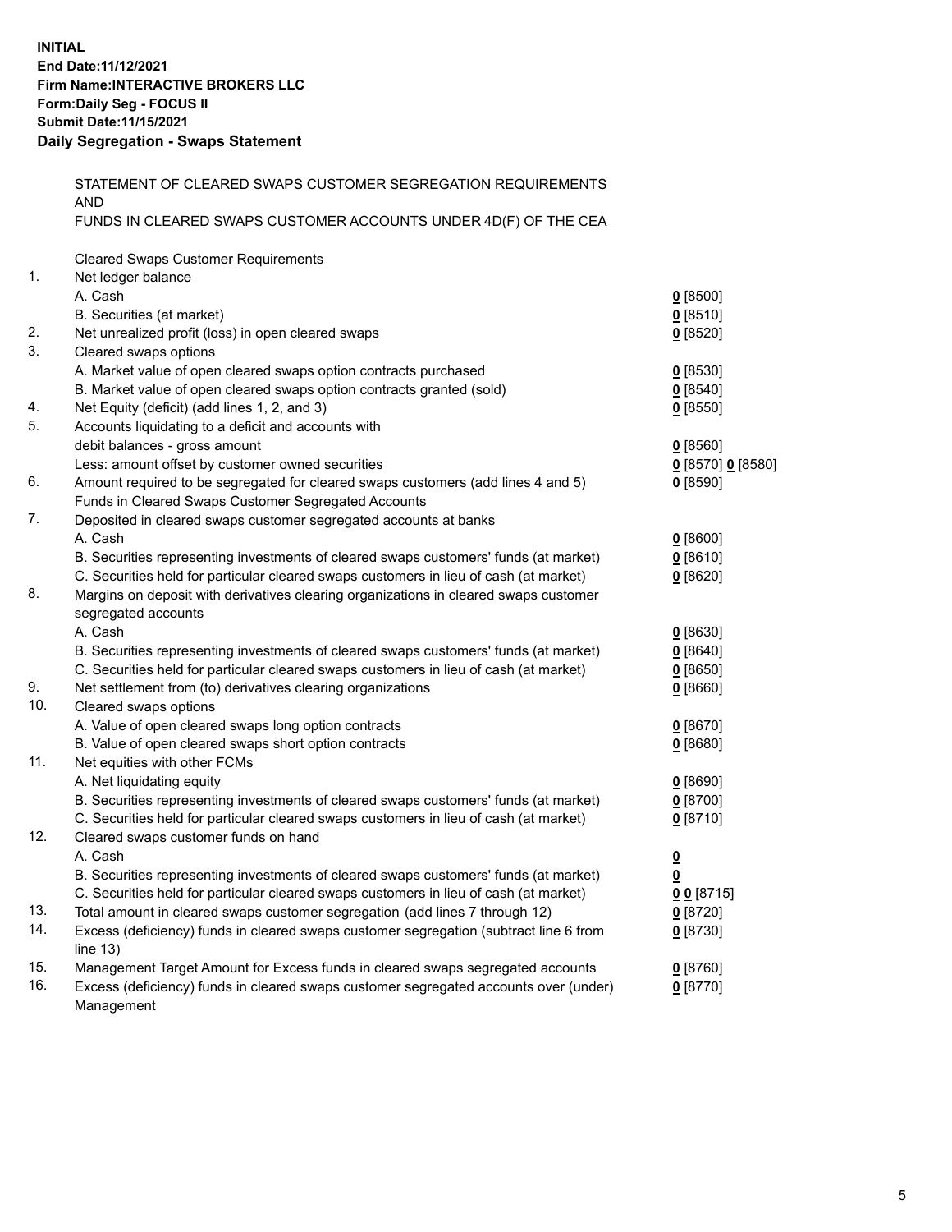**INITIAL**
**End Date:11/12/2021**
**Firm Name:INTERACTIVE BROKERS LLC**
**Form:Daily Seg - FOCUS II**
**Submit Date:11/15/2021**
**Daily Segregation - Swaps Statement**

STATEMENT OF CLEARED SWAPS CUSTOMER SEGREGATION REQUIREMENTS AND FUNDS IN CLEARED SWAPS CUSTOMER ACCOUNTS UNDER 4D(F) OF THE CEA

| | | |
|---|---|---|
| | Cleared Swaps Customer Requirements | |
| 1. | Net ledger balance | |
| | A. Cash | 0 [8500] |
| | B. Securities (at market) | 0 [8510] |
| 2. | Net unrealized profit (loss) in open cleared swaps | 0 [8520] |
| 3. | Cleared swaps options | |
| | A. Market value of open cleared swaps option contracts purchased | 0 [8530] |
| | B. Market value of open cleared swaps option contracts granted (sold) | 0 [8540] |
| 4. | Net Equity (deficit) (add lines 1, 2, and 3) | 0 [8550] |
| 5. | Accounts liquidating to a deficit and accounts with debit balances - gross amount | 0 [8560] |
| | Less: amount offset by customer owned securities | 0 [8570] 0 [8580] |
| 6. | Amount required to be segregated for cleared swaps customers (add lines 4 and 5) | 0 [8590] |
| | Funds in Cleared Swaps Customer Segregated Accounts | |
| 7. | Deposited in cleared swaps customer segregated accounts at banks | |
| | A. Cash | 0 [8600] |
| | B. Securities representing investments of cleared swaps customers' funds (at market) | 0 [8610] |
| | C. Securities held for particular cleared swaps customers in lieu of cash (at market) | 0 [8620] |
| 8. | Margins on deposit with derivatives clearing organizations in cleared swaps customer segregated accounts | |
| | A. Cash | 0 [8630] |
| | B. Securities representing investments of cleared swaps customers' funds (at market) | 0 [8640] |
| | C. Securities held for particular cleared swaps customers in lieu of cash (at market) | 0 [8650] |
| 9. | Net settlement from (to) derivatives clearing organizations | 0 [8660] |
| 10. | Cleared swaps options | |
| | A. Value of open cleared swaps long option contracts | 0 [8670] |
| | B. Value of open cleared swaps short option contracts | 0 [8680] |
| 11. | Net equities with other FCMs | |
| | A. Net liquidating equity | 0 [8690] |
| | B. Securities representing investments of cleared swaps customers' funds (at market) | 0 [8700] |
| | C. Securities held for particular cleared swaps customers in lieu of cash (at market) | 0 [8710] |
| 12. | Cleared swaps customer funds on hand | |
| | A. Cash | 0 |
| | B. Securities representing investments of cleared swaps customers' funds (at market) | 0 |
| | C. Securities held for particular cleared swaps customers in lieu of cash (at market) | 0 0 [8715] |
| 13. | Total amount in cleared swaps customer segregation (add lines 7 through 12) | 0 [8720] |
| 14. | Excess (deficiency) funds in cleared swaps customer segregation (subtract line 6 from line 13) | 0 [8730] |
| 15. | Management Target Amount for Excess funds in cleared swaps segregated accounts | 0 [8760] |
| 16. | Excess (deficiency) funds in cleared swaps customer segregated accounts over (under) Management | 0 [8770] |